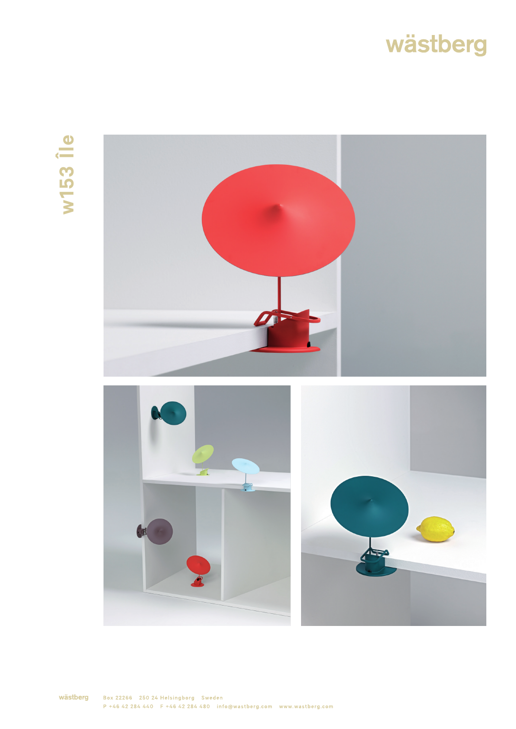# wästberg

## w153 île

wästberg

Box 22266 250 24 Helsingborg Sweden
P +46 42 284 440 F +46 42 284 480 info@wastberg.com www.wastberg.com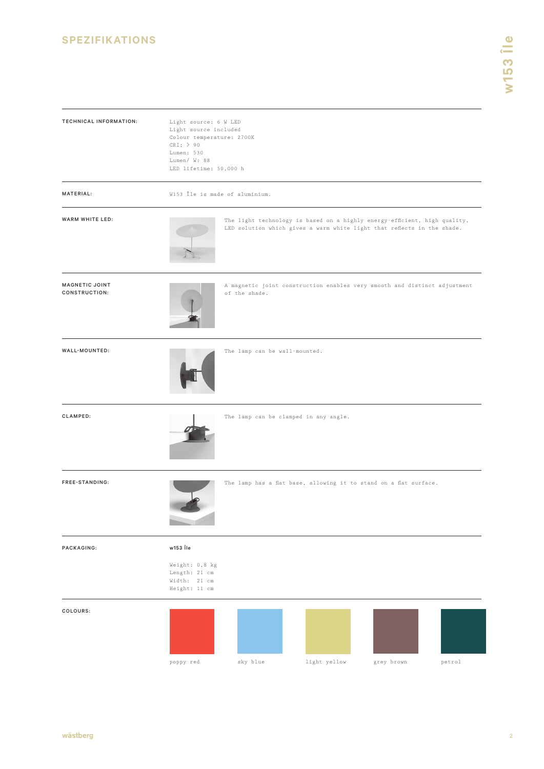## SPEZIFIKATIONS

**TECHNICAL INFORMATION:**

Light source: 6 W LED
Light source included
Colour temperature: 2700K
CRI: > 90
Lumen: 530
Lumen/ W: 88
LED lifetime: 50,000 h

**MATERIAL:**

W153 Île is made of aluminium.

**WARM WHITE LED:**

The light technology is based on a highly energy-efficient, high quality, LED solution which gives a warm white light that reflects in the shade.

**MAGNETIC JOINT CONSTRUCTION:**

A magnetic joint construction enables very smooth and distinct adjustment of the shade.

**WALL-MOUNTED:**

The lamp can be wall-mounted.

**CLAMPED:**

The lamp can be clamped in any angle.

**FREE-STANDING:**

The lamp has a flat base, allowing it to stand on a flat surface.

**PACKAGING:**

**w153 Île**

Weight: 0.8 kg
Length: 21 cm
Width: 21 cm
Height: 11 cm

**COLOURS:**

poppy red
sky blue
light yellow
grey brown
petrol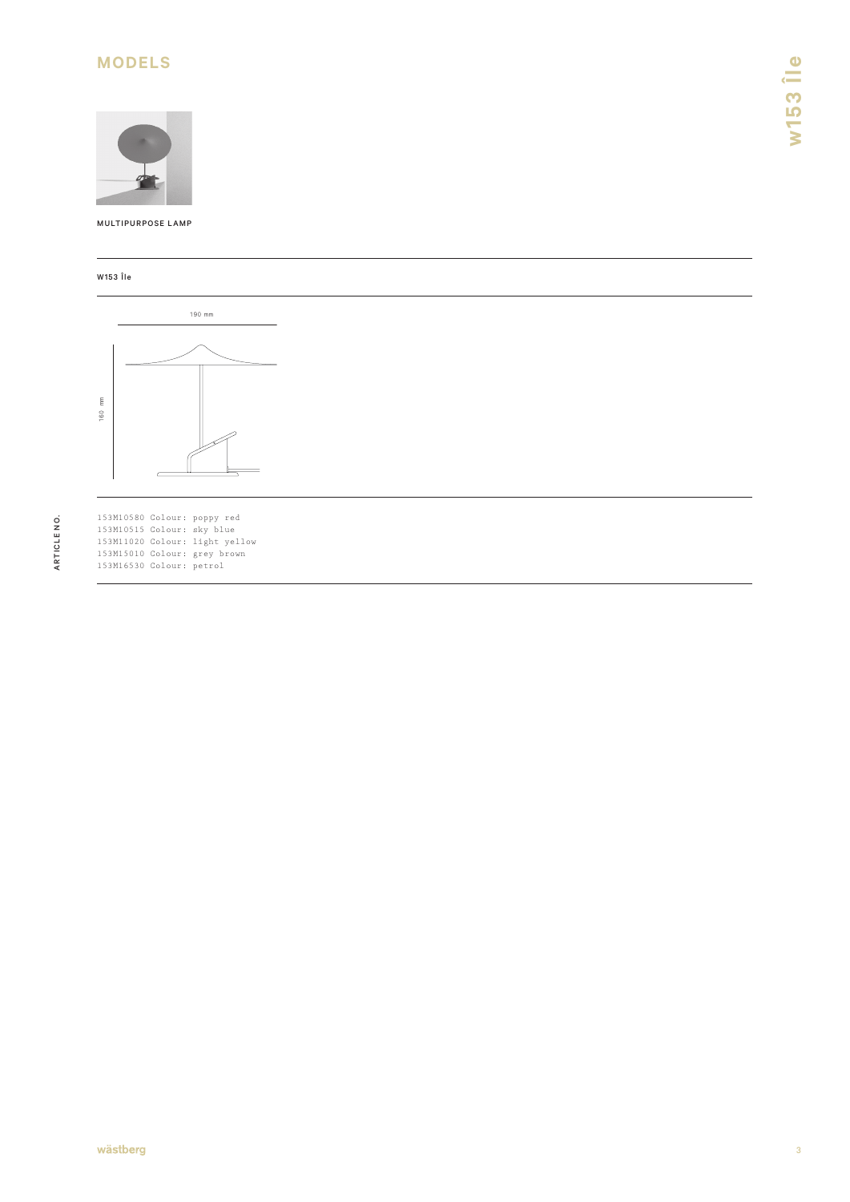## MODELS

MULTIPURPOSE LAMP

W153 Île

190 mm

160 mm

ARTICLE NO.

153M10580 Colour: poppy red
153M10515 Colour: sky blue
153M11020 Colour: light yellow
153M15010 Colour: grey brown
153M16530 Colour: petrol